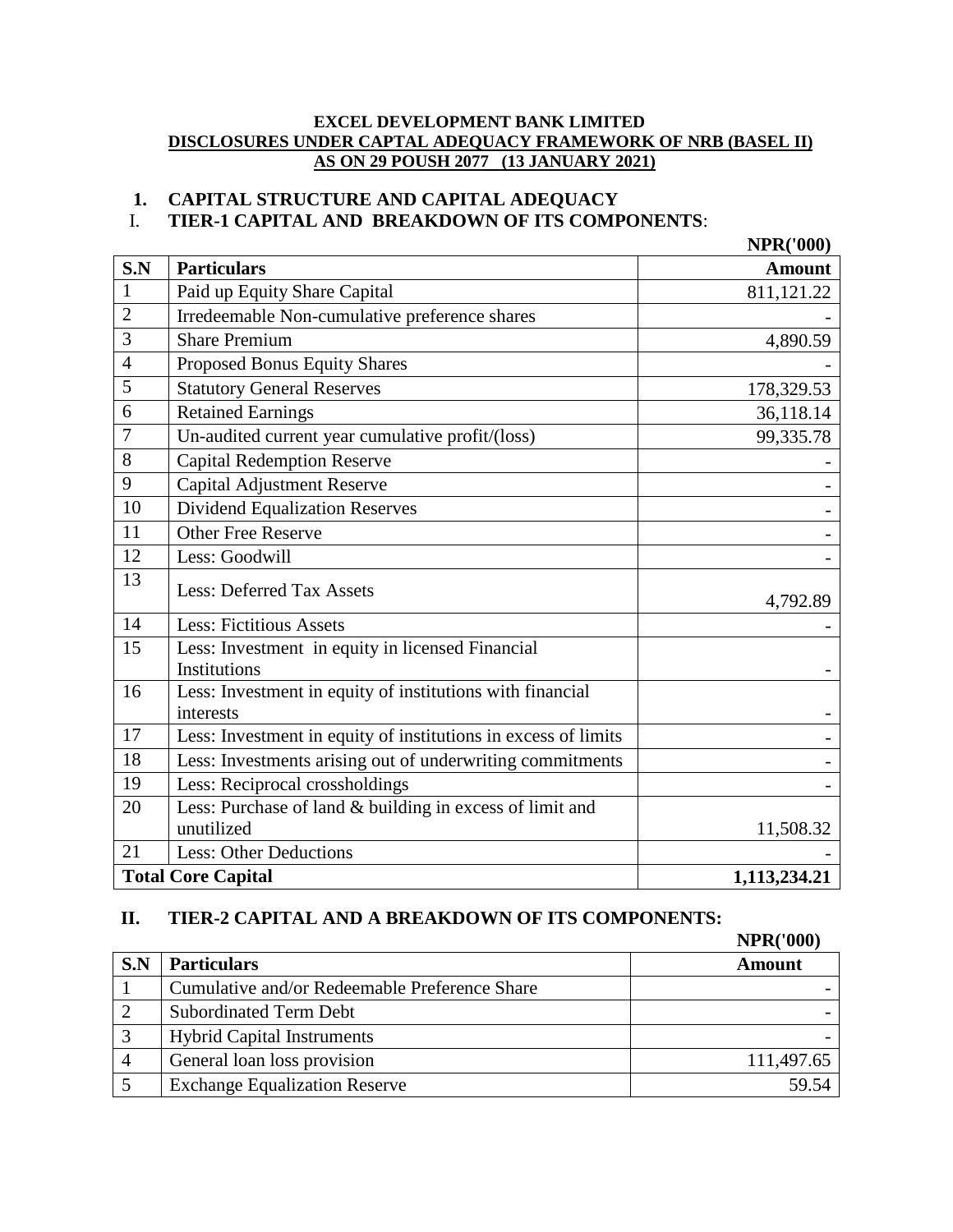**EXCEL DEVELOPMENT BANK LIMITED**

**DISCLOSURES UNDER CAPTAL ADEQUACY FRAMEWORK OF NRB (BASEL II)**

**AS ON 29 POUSH 2077 (13 JANUARY 2021)**

## 1. CAPITAL STRUCTURE AND CAPITAL ADEQUACY

### I. TIER-1 CAPITAL AND BREAKDOWN OF ITS COMPONENTS:

**NPR('000)**

| S.N | Particulars | Amount |
|---|---|---|
| 1 | Paid up Equity Share Capital | 811,121.22 |
| 2 | Irredeemable Non-cumulative preference shares | - |
| 3 | Share Premium | 4,890.59 |
| 4 | Proposed Bonus Equity Shares | - |
| 5 | Statutory General Reserves | 178,329.53 |
| 6 | Retained Earnings | 36,118.14 |
| 7 | Un-audited current year cumulative profit/(loss) | 99,335.78 |
| 8 | Capital Redemption Reserve | - |
| 9 | Capital Adjustment Reserve | - |
| 10 | Dividend Equalization Reserves | - |
| 11 | Other Free Reserve | - |
| 12 | Less: Goodwill | - |
| 13 | Less: Deferred Tax Assets | 4,792.89 |
| 14 | Less: Fictitious Assets | - |
| 15 | Less: Investment in equity in licensed Financial Institutions | - |
| 16 | Less: Investment in equity of institutions with financial interests | - |
| 17 | Less: Investment in equity of institutions in excess of limits | - |
| 18 | Less: Investments arising out of underwriting commitments | - |
| 19 | Less: Reciprocal crossholdings | - |
| 20 | Less: Purchase of land & building in excess of limit and unutilized | 11,508.32 |
| 21 | Less: Other Deductions | - |
| **Total Core Capital** | | **1,113,234.21** |

### II. TIER-2 CAPITAL AND A BREAKDOWN OF ITS COMPONENTS:

**NPR('000)**

| S.N | Particulars | Amount |
|---|---|---|
| 1 | Cumulative and/or Redeemable Preference Share | - |
| 2 | Subordinated Term Debt | - |
| 3 | Hybrid Capital Instruments | - |
| 4 | General loan loss provision | 111,497.65 |
| 5 | Exchange Equalization Reserve | 59.54 |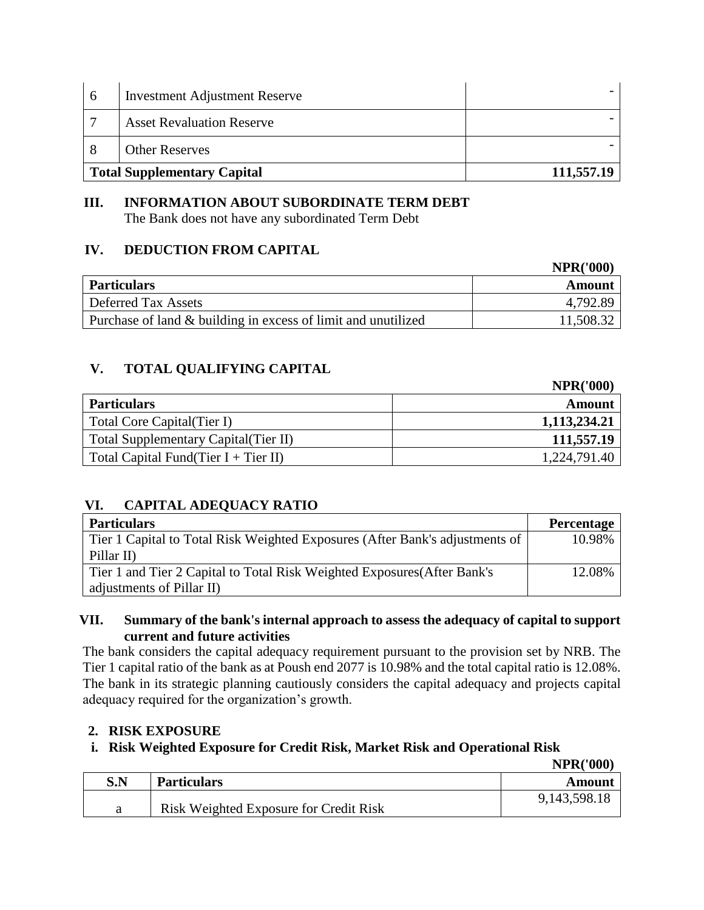| 6 | Investment Adjustment Reserve | - |
|---|---|---|
| 7 | Asset Revaluation Reserve | - |
| 8 | Other Reserves | - |
| **Total Supplementary Capital** | | **111,557.19** |

### III. INFORMATION ABOUT SUBORDINATE TERM DEBT

The Bank does not have any subordinated Term Debt

### IV. DEDUCTION FROM CAPITAL

**NPR('000)**

| **Particulars** | **Amount** |
|---|---|
| Deferred Tax Assets | 4,792.89 |
| Purchase of land & building in excess of limit and unutilized | 11,508.32 |

### V. TOTAL QUALIFYING CAPITAL

**NPR('000)**

| **Particulars** | **Amount** |
|---|---|
| Total Core Capital(Tier I) | **1,113,234.21** |
| Total Supplementary Capital(Tier II) | **111,557.19** |
| Total Capital Fund(Tier I + Tier II) | 1,224,791.40 |

### VI. CAPITAL ADEQUACY RATIO

| **Particulars** | **Percentage** |
|---|---|
| Tier 1 Capital to Total Risk Weighted Exposures (After Bank's adjustments of Pillar II) | 10.98% |
| Tier 1 and Tier 2 Capital to Total Risk Weighted Exposures(After Bank's adjustments of Pillar II) | 12.08% |

### VII. Summary of the bank's internal approach to assess the adequacy of capital to support current and future activities

The bank considers the capital adequacy requirement pursuant to the provision set by NRB. The Tier 1 capital ratio of the bank as at Poush end 2077 is 10.98% and the total capital ratio is 12.08%. The bank in its strategic planning cautiously considers the capital adequacy and projects capital adequacy required for the organization's growth.

## 2. RISK EXPOSURE

### i. Risk Weighted Exposure for Credit Risk, Market Risk and Operational Risk

**NPR('000)**

| **S.N** | **Particulars** | **Amount** |
|---|---|---|
| a | Risk Weighted Exposure for Credit Risk | 9,143,598.18 |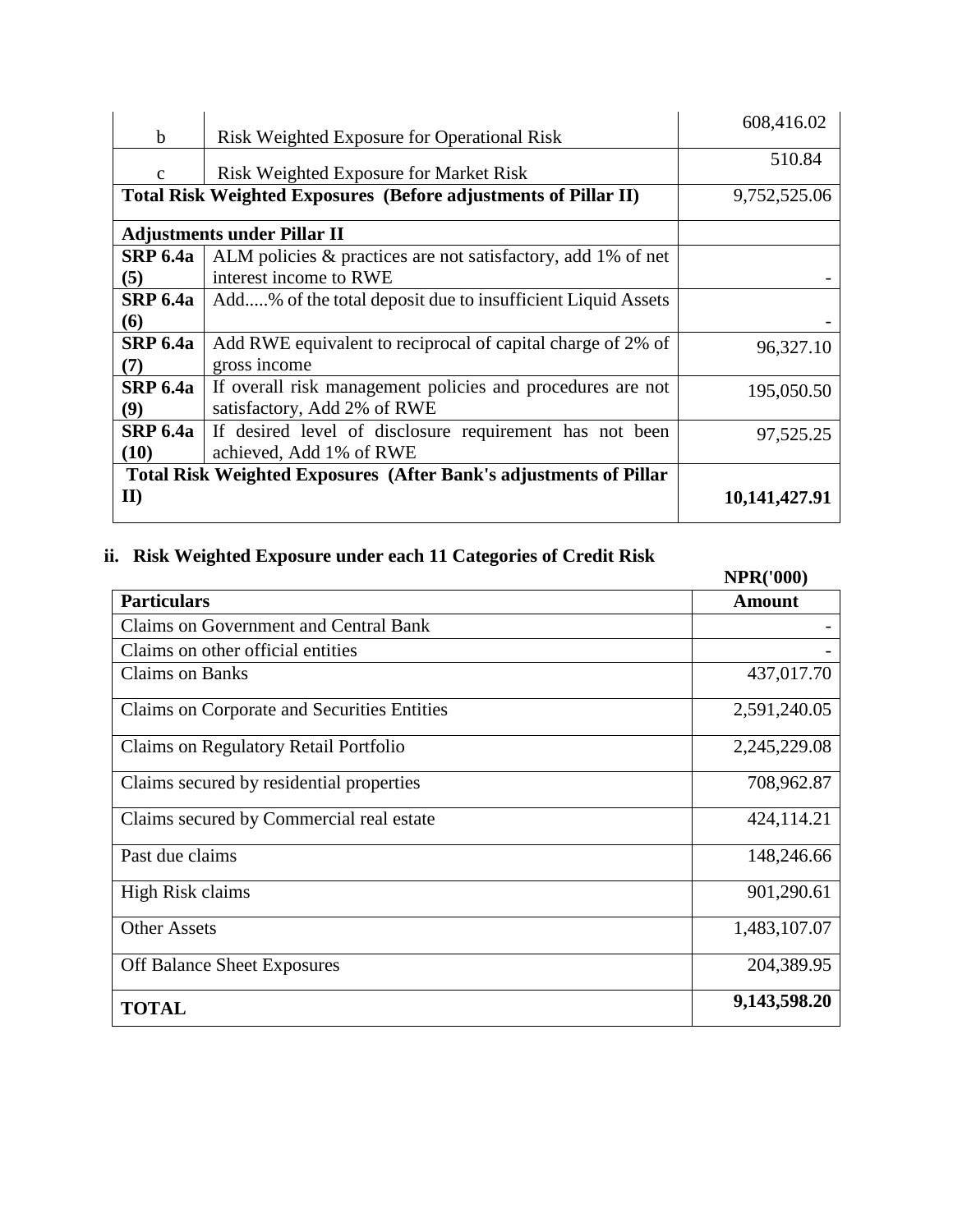| | | |
|---|---|---|
| b | Risk Weighted Exposure for Operational Risk | 608,416.02 |
| c | Risk Weighted Exposure for Market Risk | 510.84 |
| **Total Risk Weighted Exposures (Before adjustments of Pillar II)** | | 9,752,525.06 |
| **Adjustments under Pillar II** | | |
| **SRP 6.4a (5)** | ALM policies & practices are not satisfactory, add 1% of net interest income to RWE | - |
| **SRP 6.4a (6)** | Add.....% of the total deposit due to insufficient Liquid Assets | - |
| **SRP 6.4a (7)** | Add RWE equivalent to reciprocal of capital charge of 2% of gross income | 96,327.10 |
| **SRP 6.4a (9)** | If overall risk management policies and procedures are not satisfactory, Add 2% of RWE | 195,050.50 |
| **SRP 6.4a (10)** | If desired level of disclosure requirement has not been achieved, Add 1% of RWE | 97,525.25 |
| **Total Risk Weighted Exposures (After Bank's adjustments of Pillar II)** | | **10,141,427.91** |

## ii. Risk Weighted Exposure under each 11 Categories of Credit Risk

**NPR('000)**

| **Particulars** | **Amount** |
|---|---|
| Claims on Government and Central Bank | - |
| Claims on other official entities | - |
| Claims on Banks | 437,017.70 |
| Claims on Corporate and Securities Entities | 2,591,240.05 |
| Claims on Regulatory Retail Portfolio | 2,245,229.08 |
| Claims secured by residential properties | 708,962.87 |
| Claims secured by Commercial real estate | 424,114.21 |
| Past due claims | 148,246.66 |
| High Risk claims | 901,290.61 |
| Other Assets | 1,483,107.07 |
| Off Balance Sheet Exposures | 204,389.95 |
| **TOTAL** | **9,143,598.20** |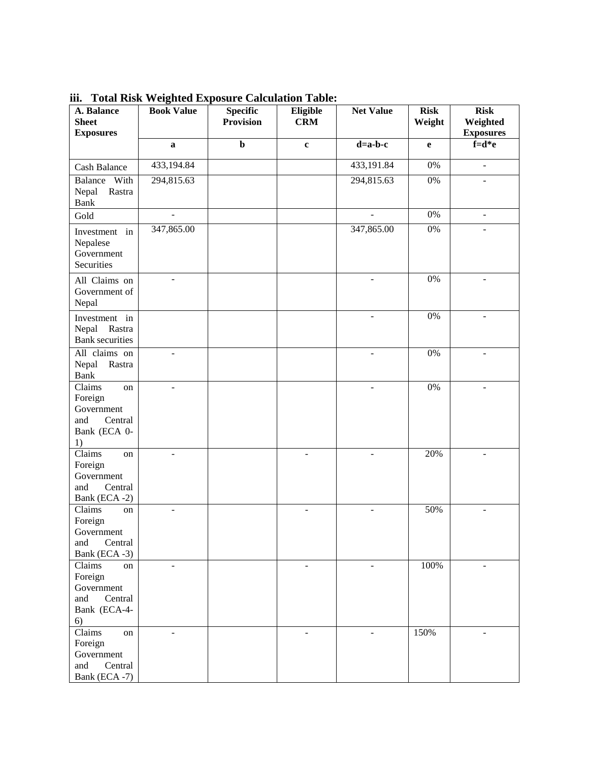### iii. Total Risk Weighted Exposure Calculation Table:

| A. Balance Sheet Exposures | Book Value | Specific Provision | Eligible CRM | Net Value | Risk Weight | Risk Weighted Exposures |
|---|---|---|---|---|---|---|
| | a | b | c | d=a-b-c | e | f=d*e |
| Cash Balance | 433,194.84 | | | 433,191.84 | 0% | - |
| Balance With Nepal Rastra Bank | 294,815.63 | | | 294,815.63 | 0% | - |
| Gold | - | | | - | 0% | - |
| Investment in Nepalese Government Securities | 347,865.00 | | | 347,865.00 | 0% | - |
| All Claims on Government of Nepal | - | | | - | 0% | - |
| Investment in Nepal Rastra Bank securities | | | | - | 0% | - |
| All claims on Nepal Rastra Bank | - | | | - | 0% | - |
| Claims on Foreign Government and Central Bank (ECA 0-1) | - | | | - | 0% | - |
| Claims on Foreign Government and Central Bank (ECA -2) | - | | - | - | 20% | - |
| Claims on Foreign Government and Central Bank (ECA -3) | - | | - | - | 50% | - |
| Claims on Foreign Government and Central Bank (ECA-4-6) | - | | - | - | 100% | - |
| Claims on Foreign Government and Central Bank (ECA -7) | - | | - | - | 150% | - |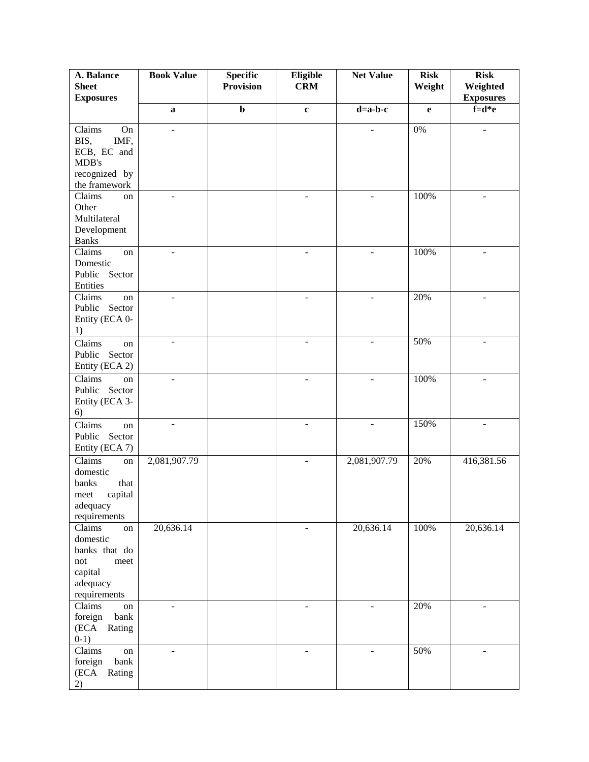| A. Balance Sheet Exposures | Book Value | Specific Provision | Eligible CRM | Net Value | Risk Weight | Risk Weighted Exposures |
|---|---|---|---|---|---|---|
| | a | b | c | d=a-b-c | e | f=d*e |
| Claims On BIS, IMF, ECB, EC and MDB's recognized by the framework | - | | | - | 0% | - |
| Claims on Other Multilateral Development Banks | - | | - | - | 100% | - |
| Claims on Domestic Public Sector Entities | - | | - | - | 100% | - |
| Claims on Public Sector Entity (ECA 0-1) | - | | - | - | 20% | - |
| Claims on Public Sector Entity (ECA 2) | - | | - | - | 50% | - |
| Claims on Public Sector Entity (ECA 3-6) | - | | - | - | 100% | - |
| Claims on Public Sector Entity (ECA 7) | - | | - | - | 150% | - |
| Claims on domestic banks that meet capital adequacy requirements | 2,081,907.79 | | - | 2,081,907.79 | 20% | 416,381.56 |
| Claims on domestic banks that do not meet capital adequacy requirements | 20,636.14 | | - | 20,636.14 | 100% | 20,636.14 |
| Claims on foreign bank (ECA Rating 0-1) | - | | - | - | 20% | - |
| Claims on foreign bank (ECA Rating 2) | - | | - | - | 50% | - |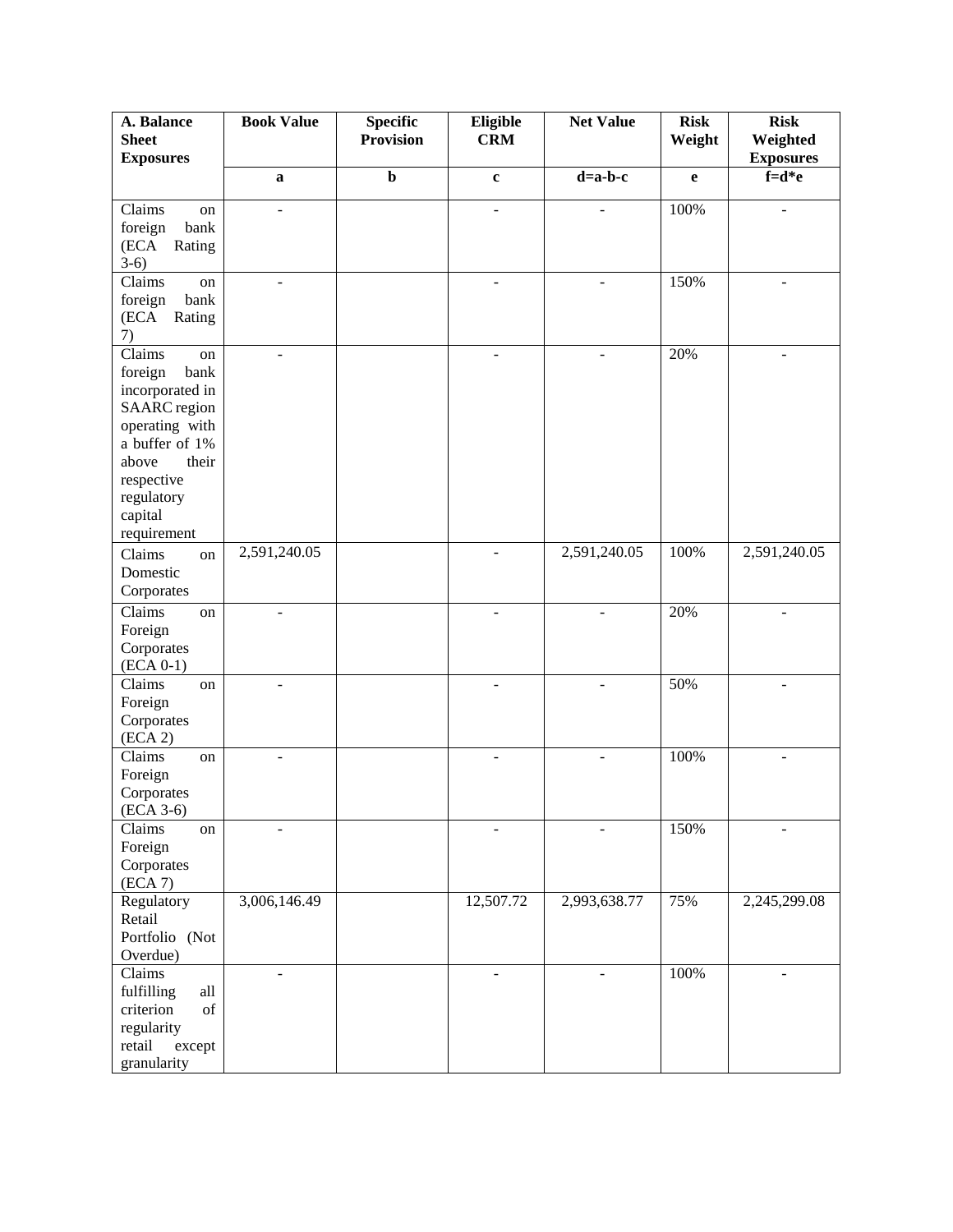| A. Balance Sheet Exposures | Book Value | Specific Provision | Eligible CRM | Net Value | Risk Weight | Risk Weighted Exposures |
|---|---|---|---|---|---|---|
| | a | b | c | d=a-b-c | e | f=d*e |
| Claims on foreign bank (ECA Rating 3-6) | - | | - | - | 100% | - |
| Claims on foreign bank (ECA Rating 7) | - | | - | - | 150% | - |
| Claims on foreign bank incorporated in SAARC region operating with a buffer of 1% above their respective regulatory capital requirement | - | | - | - | 20% | - |
| Claims on Domestic Corporates | 2,591,240.05 | | - | 2,591,240.05 | 100% | 2,591,240.05 |
| Claims on Foreign Corporates (ECA 0-1) | - | | - | - | 20% | - |
| Claims on Foreign Corporates (ECA 2) | - | | - | - | 50% | - |
| Claims on Foreign Corporates (ECA 3-6) | - | | - | - | 100% | - |
| Claims on Foreign Corporates (ECA 7) | - | | - | - | 150% | - |
| Regulatory Retail Portfolio (Not Overdue) | 3,006,146.49 | | 12,507.72 | 2,993,638.77 | 75% | 2,245,299.08 |
| Claims fulfilling all criterion of regularity retail except granularity | - | | - | - | 100% | - |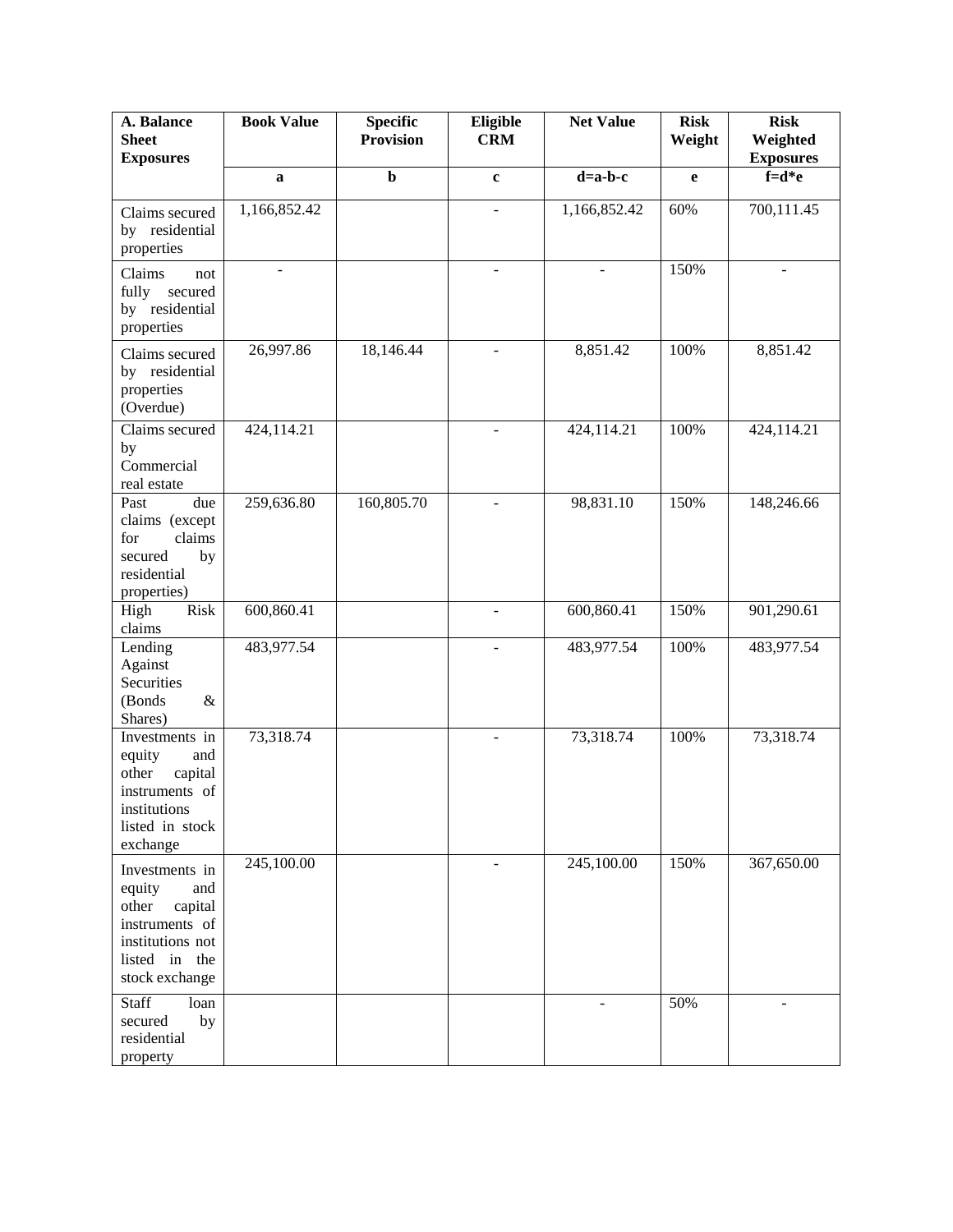| A. Balance Sheet Exposures | Book Value | Specific Provision | Eligible CRM | Net Value | Risk Weight | Risk Weighted Exposures |
|---|---|---|---|---|---|---|
| | a | b | c | d=a-b-c | e | f=d*e |
| Claims secured by residential properties | 1,166,852.42 | | - | 1,166,852.42 | 60% | 700,111.45 |
| Claims not fully secured by residential properties | - | | - | - | 150% | - |
| Claims secured by residential properties (Overdue) | 26,997.86 | 18,146.44 | - | 8,851.42 | 100% | 8,851.42 |
| Claims secured by Commercial real estate | 424,114.21 | | - | 424,114.21 | 100% | 424,114.21 |
| Past due claims (except for claims secured by residential properties) | 259,636.80 | 160,805.70 | - | 98,831.10 | 150% | 148,246.66 |
| High Risk claims | 600,860.41 | | - | 600,860.41 | 150% | 901,290.61 |
| Lending Against Securities (Bonds & Shares) | 483,977.54 | | - | 483,977.54 | 100% | 483,977.54 |
| Investments in equity and other capital instruments of institutions listed in stock exchange | 73,318.74 | | - | 73,318.74 | 100% | 73,318.74 |
| Investments in equity and other capital instruments of institutions not listed in the stock exchange | 245,100.00 | | - | 245,100.00 | 150% | 367,650.00 |
| Staff loan secured by residential property | | | | - | 50% | - |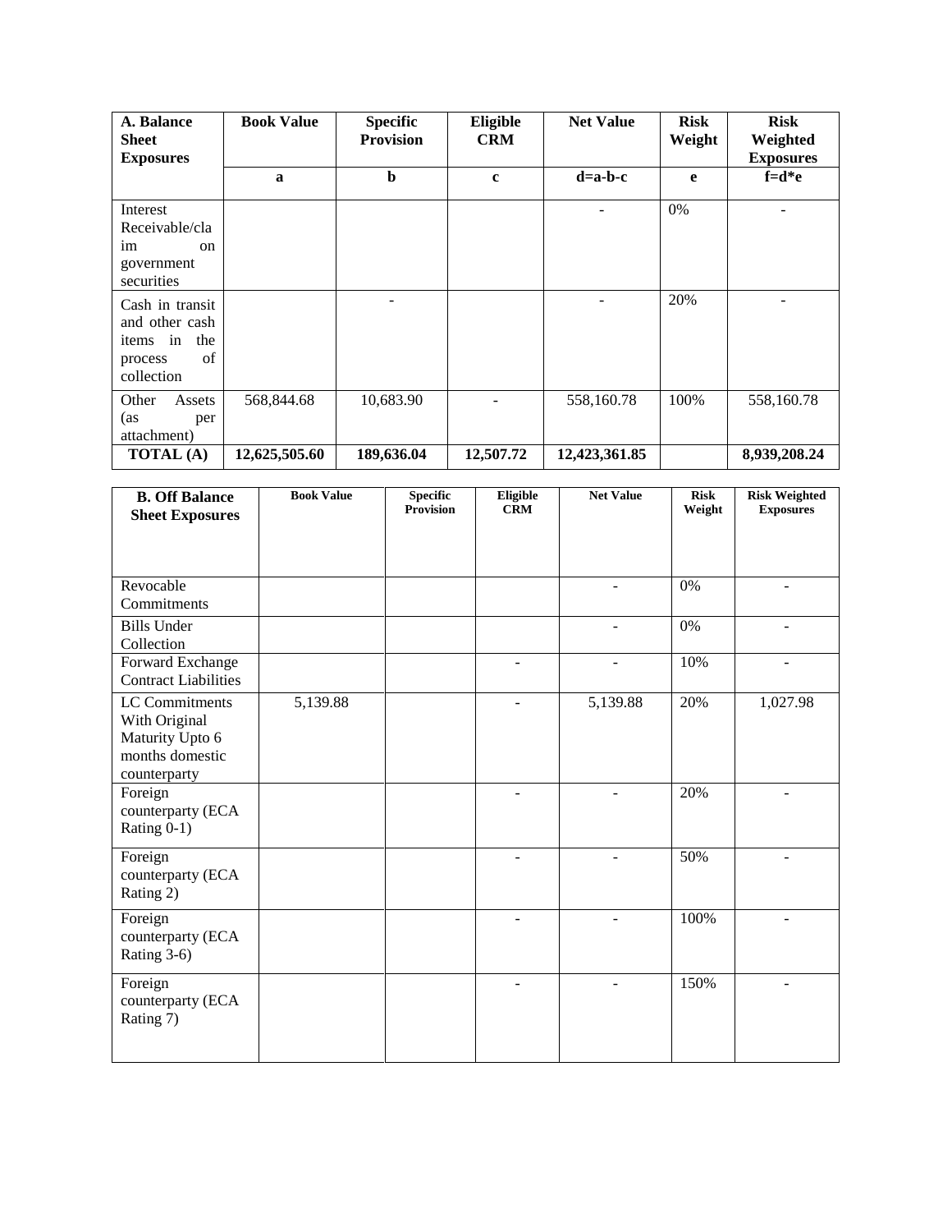| A. Balance Sheet Exposures | Book Value | Specific Provision | Eligible CRM | Net Value | Risk Weight | Risk Weighted Exposures |
|---|---|---|---|---|---|---|
| | a | b | c | d=a-b-c | e | f=d*e |
| Interest Receivable/claim on government securities | | | | - | 0% | - |
| Cash in transit and other cash items in the process of collection | | - | | - | 20% | - |
| Other Assets (as per attachment) | 568,844.68 | 10,683.90 | - | 558,160.78 | 100% | 558,160.78 |
| **TOTAL (A)** | **12,625,505.60** | **189,636.04** | **12,507.72** | **12,423,361.85** | | **8,939,208.24** |

| B. Off Balance Sheet Exposures | Book Value | Specific Provision | Eligible CRM | Net Value | Risk Weight | Risk Weighted Exposures |
|---|---|---|---|---|---|---|
| Revocable Commitments | | | | - | 0% | - |
| Bills Under Collection | | | | - | 0% | - |
| Forward Exchange Contract Liabilities | | | - | - | 10% | - |
| LC Commitments With Original Maturity Upto 6 months domestic counterparty | 5,139.88 | | - | 5,139.88 | 20% | 1,027.98 |
| Foreign counterparty (ECA Rating 0-1) | | | - | - | 20% | - |
| Foreign counterparty (ECA Rating 2) | | | - | - | 50% | - |
| Foreign counterparty (ECA Rating 3-6) | | | - | - | 100% | - |
| Foreign counterparty (ECA Rating 7) | | | - | - | 150% | - |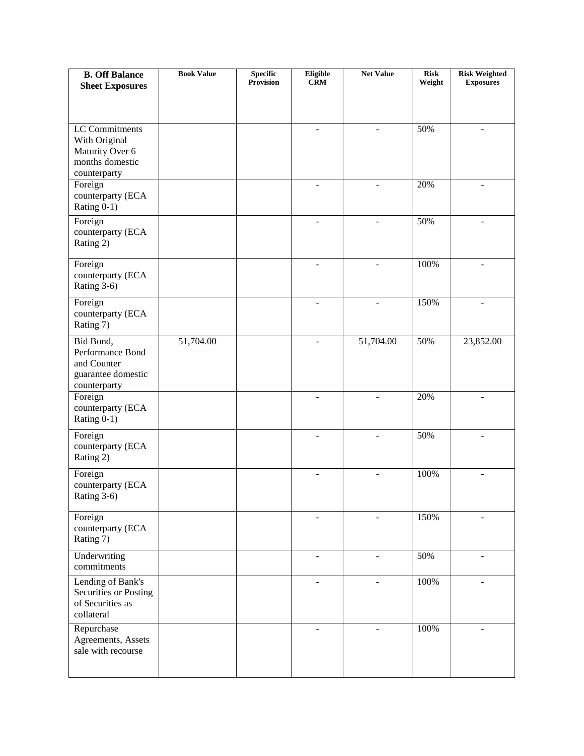| **B. Off Balance Sheet Exposures** | **Book Value** | **Specific Provision** | **Eligible CRM** | **Net Value** | **Risk Weight** | **Risk Weighted Exposures** |
|---|---|---|---|---|---|---|
| LC Commitments With Original Maturity Over 6 months domestic counterparty | | | - | - | 50% | - |
| Foreign counterparty (ECA Rating 0-1) | | | - | - | 20% | - |
| Foreign counterparty (ECA Rating 2) | | | - | - | 50% | - |
| Foreign counterparty (ECA Rating 3-6) | | | - | - | 100% | - |
| Foreign counterparty (ECA Rating 7) | | | - | - | 150% | - |
| Bid Bond, Performance Bond and Counter guarantee domestic counterparty | 51,704.00 | | - | 51,704.00 | 50% | 23,852.00 |
| Foreign counterparty (ECA Rating 0-1) | | | - | - | 20% | - |
| Foreign counterparty (ECA Rating 2) | | | - | - | 50% | - |
| Foreign counterparty (ECA Rating 3-6) | | | - | - | 100% | - |
| Foreign counterparty (ECA Rating 7) | | | - | - | 150% | - |
| Underwriting commitments | | | - | - | 50% | - |
| Lending of Bank's Securities or Posting of Securities as collateral | | | - | - | 100% | - |
| Repurchase Agreements, Assets sale with recourse | | | - | - | 100% | - |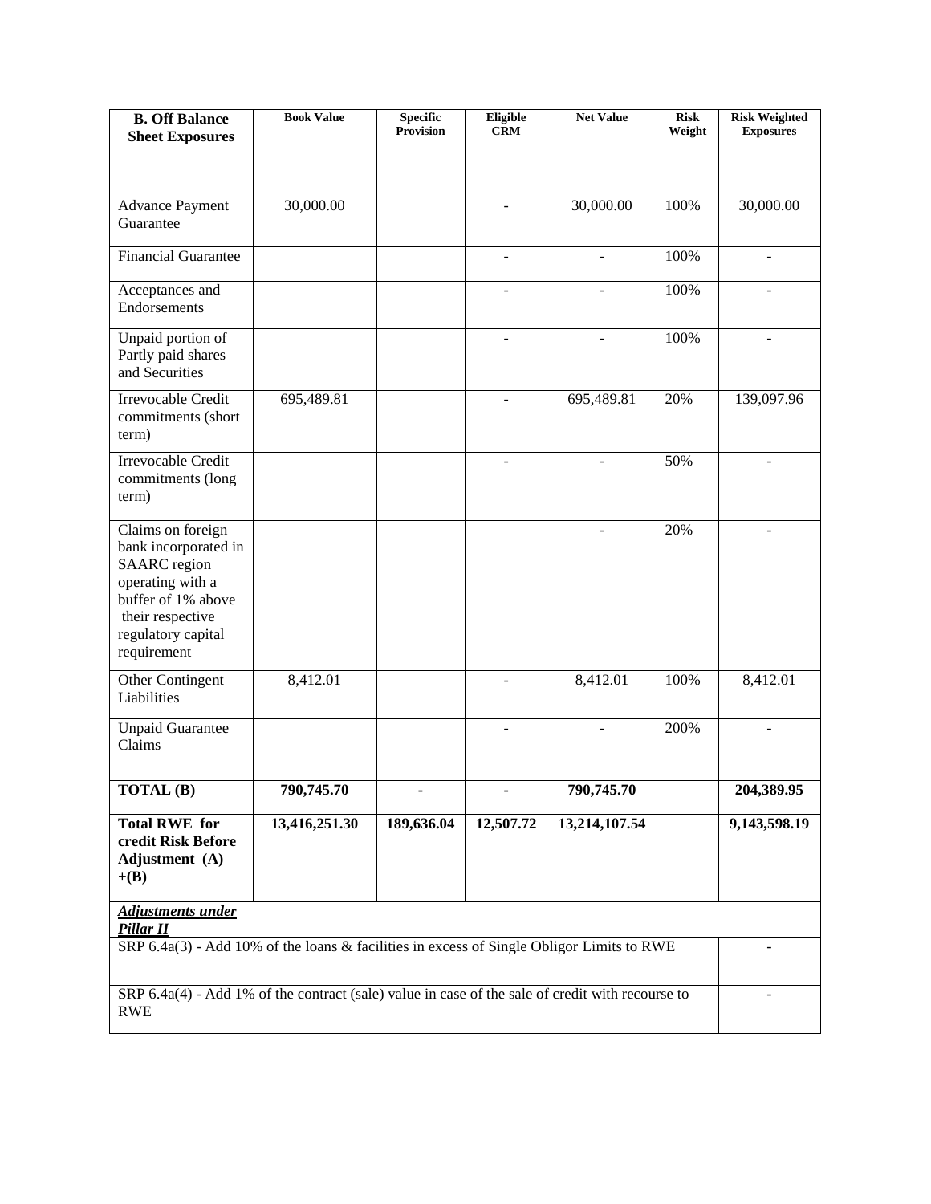| B. Off Balance Sheet Exposures | Book Value | Specific Provision | Eligible CRM | Net Value | Risk Weight | Risk Weighted Exposures |
|---|---|---|---|---|---|---|
| Advance Payment Guarantee | 30,000.00 | | - | 30,000.00 | 100% | 30,000.00 |
| Financial Guarantee | | | - | - | 100% | - |
| Acceptances and Endorsements | | | - | - | 100% | - |
| Unpaid portion of Partly paid shares and Securities | | | - | - | 100% | - |
| Irrevocable Credit commitments (short term) | 695,489.81 | | - | 695,489.81 | 20% | 139,097.96 |
| Irrevocable Credit commitments (long term) | | | - | - | 50% | - |
| Claims on foreign bank incorporated in SAARC region operating with a buffer of 1% above their respective regulatory capital requirement | | | | - | 20% | - |
| Other Contingent Liabilities | 8,412.01 | | - | 8,412.01 | 100% | 8,412.01 |
| Unpaid Guarantee Claims | | | - | - | 200% | - |
| **TOTAL (B)** | **790,745.70** | **-** | **-** | **790,745.70** | | **204,389.95** |
| **Total RWE for credit Risk Before Adjustment (A) +(B)** | **13,416,251.30** | **189,636.04** | **12,507.72** | **13,214,107.54** | | **9,143,598.19** |

| ***Adjustments under Pillar II*** | |
|---|---|
| SRP 6.4a(3) - Add 10% of the loans & facilities in excess of Single Obligor Limits to RWE | - |
| SRP 6.4a(4) - Add 1% of the contract (sale) value in case of the sale of credit with recourse to RWE | - |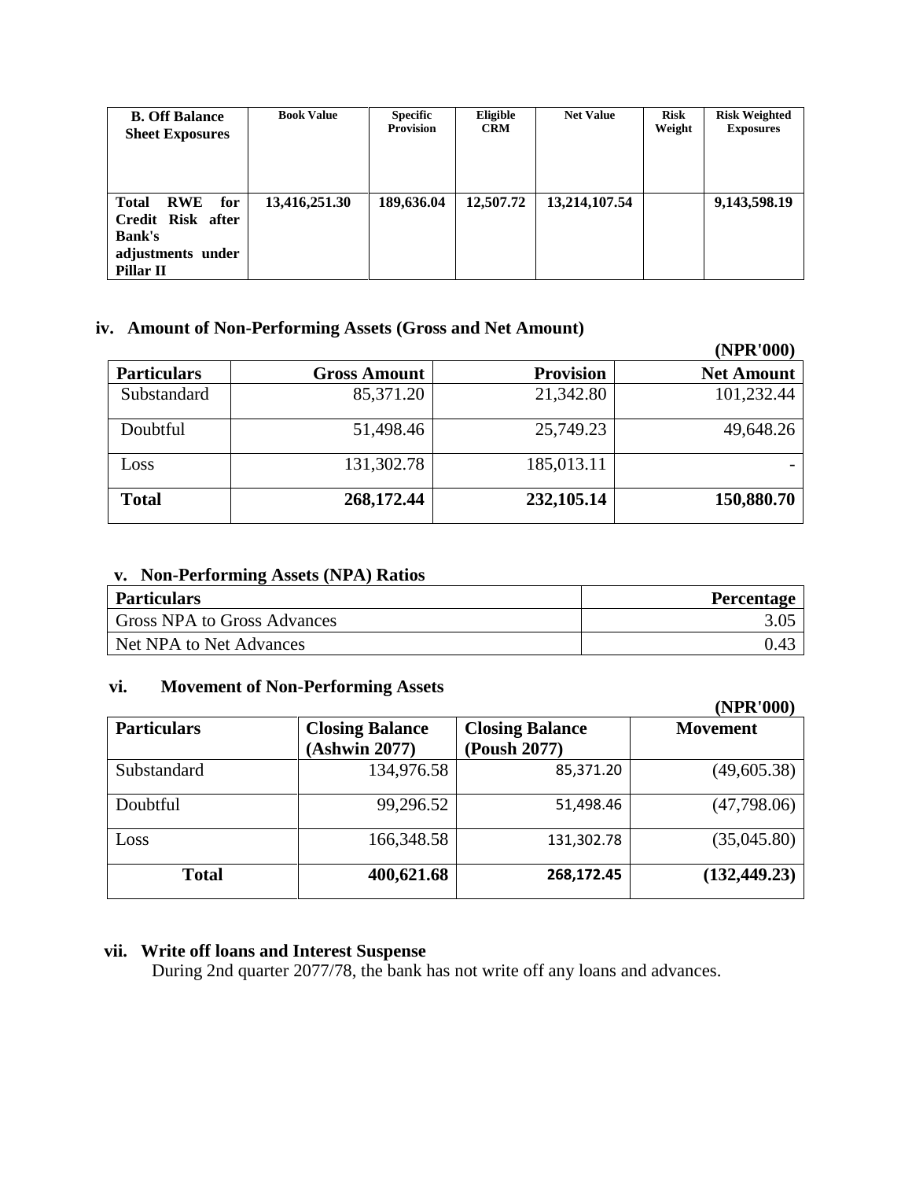| B. Off Balance Sheet Exposures | Book Value | Specific Provision | Eligible CRM | Net Value | Risk Weight | Risk Weighted Exposures |
|---|---|---|---|---|---|---|
| **Total RWE for Credit Risk after Bank's adjustments under Pillar II** | **13,416,251.30** | **189,636.04** | **12,507.72** | **13,214,107.54** | | **9,143,598.19** |

## iv. Amount of Non-Performing Assets (Gross and Net Amount)

**(NPR'000)**

| Particulars | Gross Amount | Provision | Net Amount |
|---|---|---|---|
| Substandard | 85,371.20 | 21,342.80 | 101,232.44 |
| Doubtful | 51,498.46 | 25,749.23 | 49,648.26 |
| Loss | 131,302.78 | 185,013.11 | - |
| **Total** | **268,172.44** | **232,105.14** | **150,880.70** |

## v. Non-Performing Assets (NPA) Ratios

| Particulars | Percentage |
|---|---|
| Gross NPA to Gross Advances | 3.05 |
| Net NPA to Net Advances | 0.43 |

## vi. Movement of Non-Performing Assets

**(NPR'000)**

| Particulars | Closing Balance (Ashwin 2077) | Closing Balance (Poush 2077) | Movement |
|---|---|---|---|
| Substandard | 134,976.58 | 85,371.20 | (49,605.38) |
| Doubtful | 99,296.52 | 51,498.46 | (47,798.06) |
| Loss | 166,348.58 | 131,302.78 | (35,045.80) |
| **Total** | **400,621.68** | **268,172.45** | **(132,449.23)** |

## vii. Write off loans and Interest Suspense

During 2nd quarter 2077/78, the bank has not write off any loans and advances.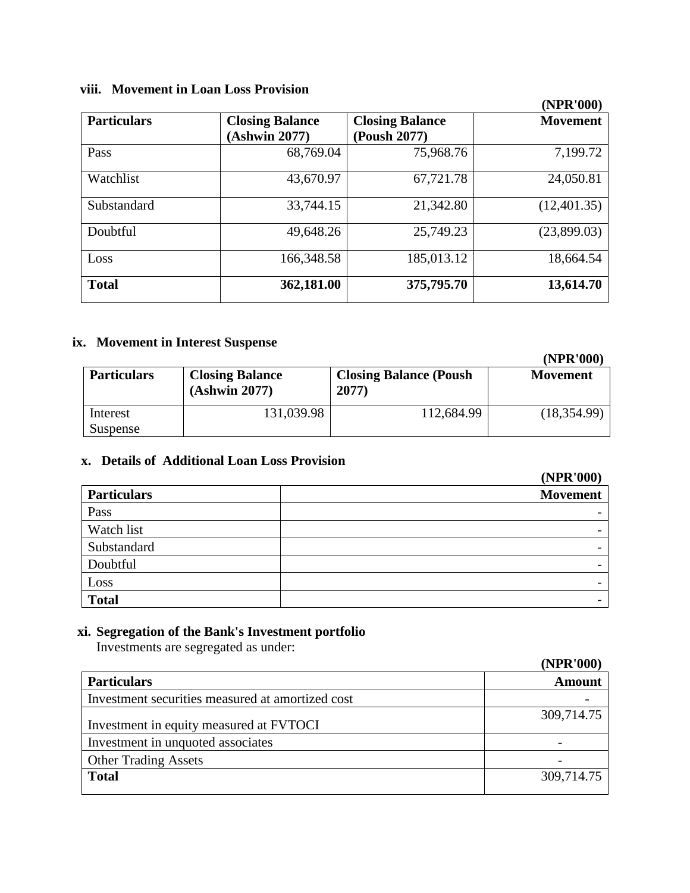### viii. Movement in Loan Loss Provision

(NPR'000)

| Particulars | Closing Balance (Ashwin 2077) | Closing Balance (Poush 2077) | Movement |
|---|---|---|---|
| Pass | 68,769.04 | 75,968.76 | 7,199.72 |
| Watchlist | 43,670.97 | 67,721.78 | 24,050.81 |
| Substandard | 33,744.15 | 21,342.80 | (12,401.35) |
| Doubtful | 49,648.26 | 25,749.23 | (23,899.03) |
| Loss | 166,348.58 | 185,013.12 | 18,664.54 |
| **Total** | **362,181.00** | **375,795.70** | **13,614.70** |

### ix. Movement in Interest Suspense

(NPR'000)

| Particulars | Closing Balance (Ashwin 2077) | Closing Balance (Poush 2077) | Movement |
|---|---|---|---|
| Interest Suspense | 131,039.98 | 112,684.99 | (18,354.99) |

### x. Details of Additional Loan Loss Provision

(NPR'000)

| Particulars | Movement |
|---|---|
| Pass | - |
| Watch list | - |
| Substandard | - |
| Doubtful | - |
| Loss | - |
| **Total** | - |

### xi. Segregation of the Bank's Investment portfolio

Investments are segregated as under:

(NPR'000)

| Particulars | Amount |
|---|---|
| Investment securities measured at amortized cost | - |
| Investment in equity measured at FVTOCI | 309,714.75 |
| Investment in unquoted associates | - |
| Other Trading Assets | - |
| **Total** | 309,714.75 |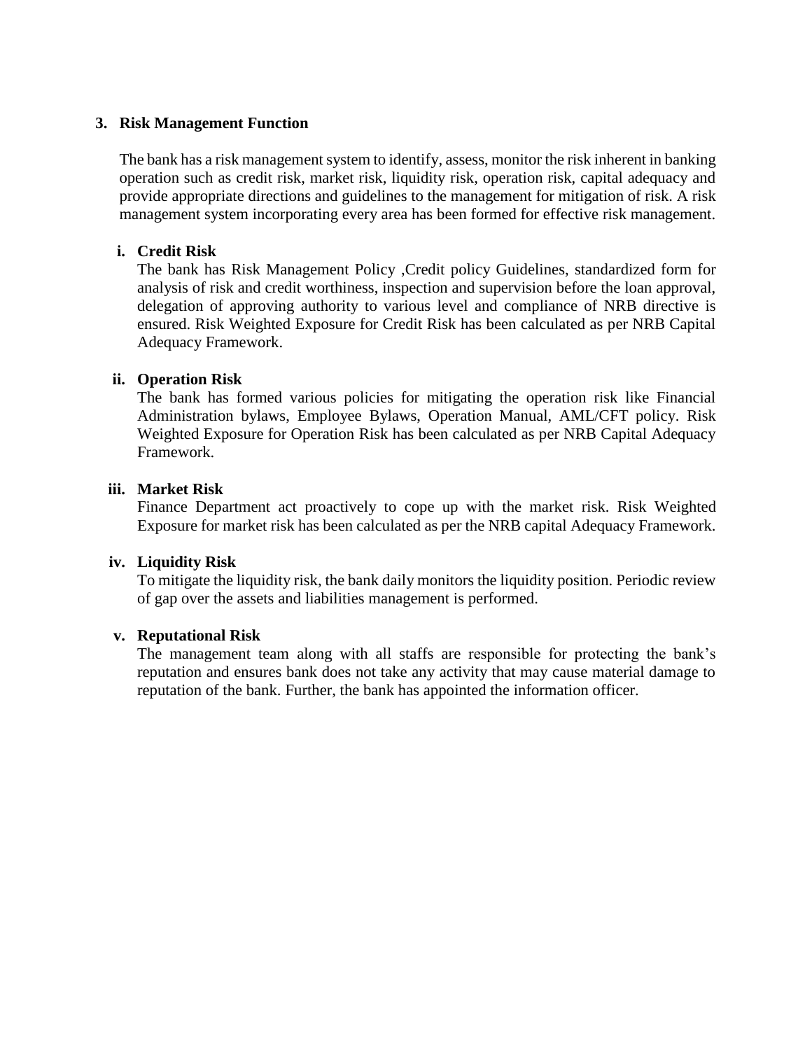### 3. Risk Management Function

The bank has a risk management system to identify, assess, monitor the risk inherent in banking operation such as credit risk, market risk, liquidity risk, operation risk, capital adequacy and provide appropriate directions and guidelines to the management for mitigation of risk. A risk management system incorporating every area has been formed for effective risk management.

#### i. Credit Risk

The bank has Risk Management Policy ,Credit policy Guidelines, standardized form for analysis of risk and credit worthiness, inspection and supervision before the loan approval, delegation of approving authority to various level and compliance of NRB directive is ensured. Risk Weighted Exposure for Credit Risk has been calculated as per NRB Capital Adequacy Framework.

#### ii. Operation Risk

The bank has formed various policies for mitigating the operation risk like Financial Administration bylaws, Employee Bylaws, Operation Manual, AML/CFT policy. Risk Weighted Exposure for Operation Risk has been calculated as per NRB Capital Adequacy Framework.

#### iii. Market Risk

Finance Department act proactively to cope up with the market risk. Risk Weighted Exposure for market risk has been calculated as per the NRB capital Adequacy Framework.

#### iv. Liquidity Risk

To mitigate the liquidity risk, the bank daily monitors the liquidity position. Periodic review of gap over the assets and liabilities management is performed.

#### v. Reputational Risk

The management team along with all staffs are responsible for protecting the bank's reputation and ensures bank does not take any activity that may cause material damage to reputation of the bank. Further, the bank has appointed the information officer.